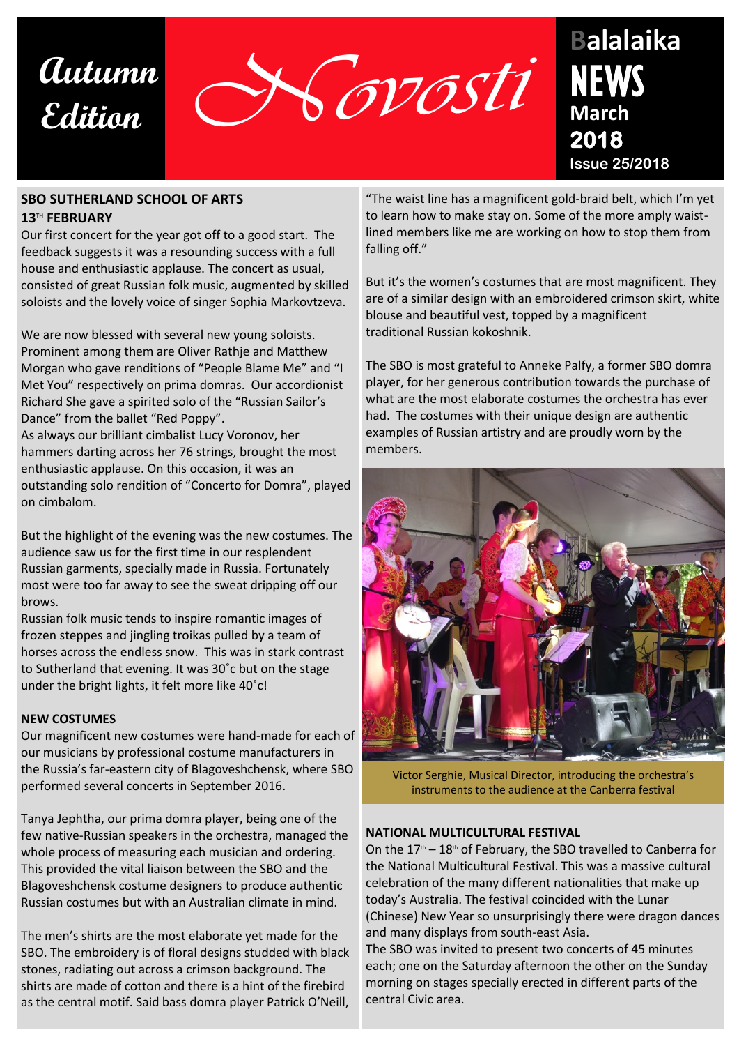# Autumn Edition

# Novosti

**Balalaika NEWS**
**March 2018**
**Issue 25/2018**

## SBO SUTHERLAND SCHOOL OF ARTS 13TH FEBRUARY

Our first concert for the year got off to a good start. The feedback suggests it was a resounding success with a full house and enthusiastic applause. The concert as usual, consisted of great Russian folk music, augmented by skilled soloists and the lovely voice of singer Sophia Markovtzeva.

We are now blessed with several new young soloists. Prominent among them are Oliver Rathje and Matthew Morgan who gave renditions of "People Blame Me" and "I Met You" respectively on prima domras. Our accordionist Richard She gave a spirited solo of the "Russian Sailor's Dance" from the ballet "Red Poppy".

As always our brilliant cimbalist Lucy Voronov, her hammers darting across her 76 strings, brought the most enthusiastic applause. On this occasion, it was an outstanding solo rendition of "Concerto for Domra", played on cimbalom.

But the highlight of the evening was the new costumes. The audience saw us for the first time in our resplendent Russian garments, specially made in Russia. Fortunately most were too far away to see the sweat dripping off our brows.

Russian folk music tends to inspire romantic images of frozen steppes and jingling troikas pulled by a team of horses across the endless snow. This was in stark contrast to Sutherland that evening. It was 30˚c but on the stage under the bright lights, it felt more like 40˚c!

## NEW COSTUMES

Our magnificent new costumes were hand-made for each of our musicians by professional costume manufacturers in the Russia's far-eastern city of Blagoveshchensk, where SBO performed several concerts in September 2016.

Tanya Jephtha, our prima domra player, being one of the few native-Russian speakers in the orchestra, managed the whole process of measuring each musician and ordering. This provided the vital liaison between the SBO and the Blagoveshchensk costume designers to produce authentic Russian costumes but with an Australian climate in mind.

The men's shirts are the most elaborate yet made for the SBO. The embroidery is of floral designs studded with black stones, radiating out across a crimson background. The shirts are made of cotton and there is a hint of the firebird as the central motif. Said bass domra player Patrick O'Neill, "The waist line has a magnificent gold-braid belt, which I'm yet to learn how to make stay on. Some of the more amply waist-lined members like me are working on how to stop them from falling off."

But it's the women's costumes that are most magnificent. They are of a similar design with an embroidered crimson skirt, white blouse and beautiful vest, topped by a magnificent traditional Russian kokoshnik.

The SBO is most grateful to Anneke Palfy, a former SBO domra player, for her generous contribution towards the purchase of what are the most elaborate costumes the orchestra has ever had. The costumes with their unique design are authentic examples of Russian artistry and are proudly worn by the members.

Victor Serghie, Musical Director, introducing the orchestra's instruments to the audience at the Canberra festival

## NATIONAL MULTICULTURAL FESTIVAL

On the 17th – 18th of February, the SBO travelled to Canberra for the National Multicultural Festival. This was a massive cultural celebration of the many different nationalities that make up today's Australia. The festival coincided with the Lunar (Chinese) New Year so unsurprisingly there were dragon dances and many displays from south-east Asia.

The SBO was invited to present two concerts of 45 minutes each; one on the Saturday afternoon the other on the Sunday morning on stages specially erected in different parts of the central Civic area.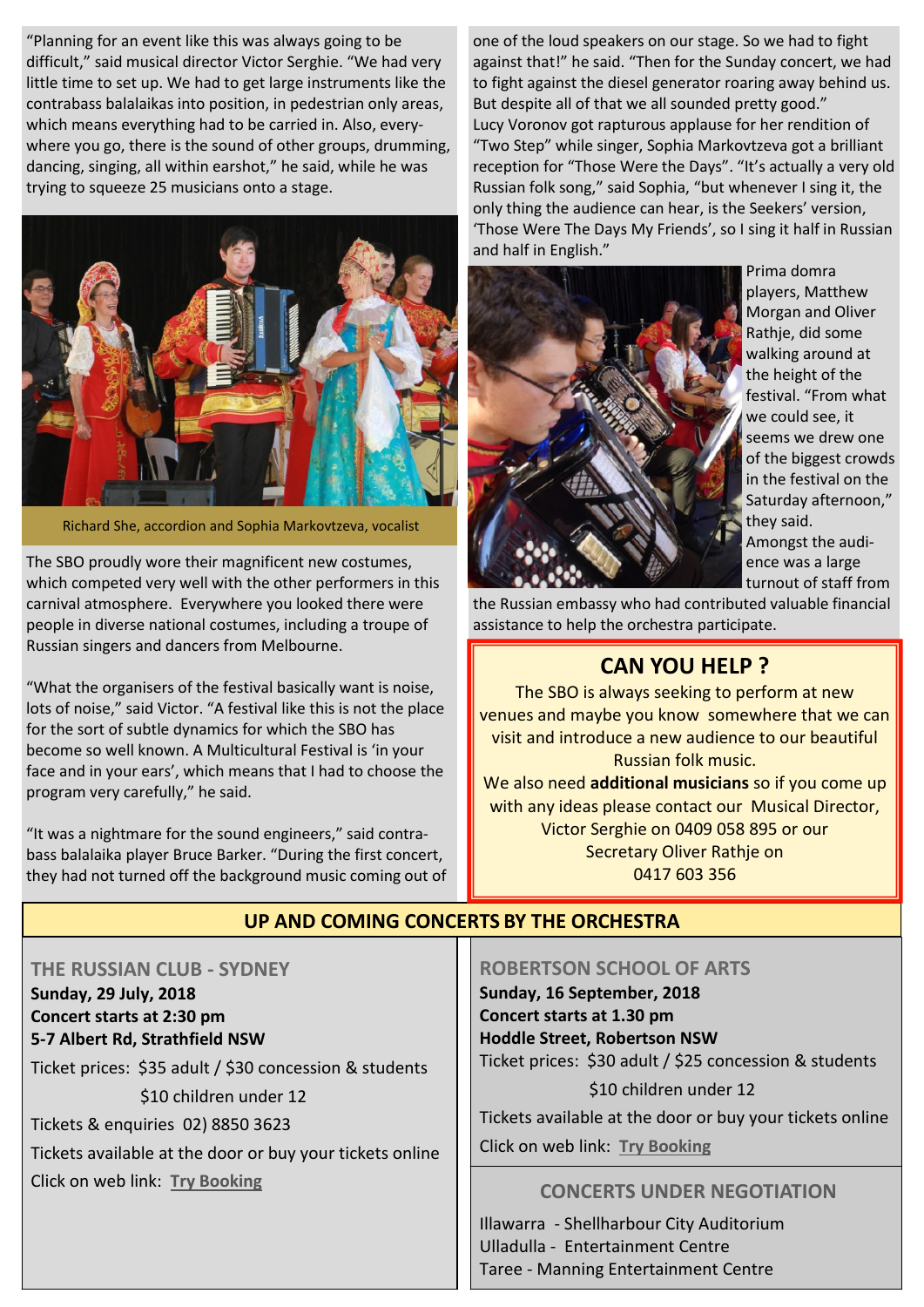"Planning for an event like this was always going to be difficult," said musical director Victor Serghie. "We had very little time to set up. We had to get large instruments like the contrabass balalaikas into position, in pedestrian only areas, which means everything had to be carried in. Also, everywhere you go, there is the sound of other groups, drumming, dancing, singing, all within earshot," he said, while he was trying to squeeze 25 musicians onto a stage.

Richard She, accordion and Sophia Markovtzeva, vocalist

The SBO proudly wore their magnificent new costumes, which competed very well with the other performers in this carnival atmosphere. Everywhere you looked there were people in diverse national costumes, including a troupe of Russian singers and dancers from Melbourne.

"What the organisers of the festival basically want is noise, lots of noise," said Victor. "A festival like this is not the place for the sort of subtle dynamics for which the SBO has become so well known. A Multicultural Festival is 'in your face and in your ears', which means that I had to choose the program very carefully," he said.

"It was a nightmare for the sound engineers," said contrabass balalaika player Bruce Barker. "During the first concert, they had not turned off the background music coming out of one of the loud speakers on our stage. So we had to fight against that!" he said. "Then for the Sunday concert, we had to fight against the diesel generator roaring away behind us. But despite all of that we all sounded pretty good."

Lucy Voronov got rapturous applause for her rendition of "Two Step" while singer, Sophia Markovtzeva got a brilliant reception for "Those Were the Days". "It's actually a very old Russian folk song," said Sophia, "but whenever I sing it, the only thing the audience can hear, is the Seekers' version, 'Those Were The Days My Friends', so I sing it half in Russian and half in English."

Prima domra players, Matthew Morgan and Oliver Rathje, did some walking around at the height of the festival. "From what we could see, it seems we drew one of the biggest crowds in the festival on the Saturday afternoon," they said.

Amongst the audience was a large turnout of staff from the Russian embassy who had contributed valuable financial assistance to help the orchestra participate.

## CAN YOU HELP ?

The SBO is always seeking to perform at new venues and maybe you know somewhere that we can visit and introduce a new audience to our beautiful Russian folk music.

We also need **additional musicians** so if you come up with any ideas please contact our Musical Director, Victor Serghie on 0409 058 895 or our Secretary Oliver Rathje on 0417 603 356

## UP AND COMING CONCERTS BY THE ORCHESTRA

### THE RUSSIAN CLUB - SYDNEY

**Sunday, 29 July, 2018**
**Concert starts at 2:30 pm**
**5-7 Albert Rd, Strathfield NSW**

Ticket prices: $35 adult / $30 concession & students
$10 children under 12

Tickets & enquiries 02) 8850 3623

Tickets available at the door or buy your tickets online

Click on web link: **Try Booking**

### ROBERTSON SCHOOL OF ARTS

**Sunday, 16 September, 2018**
**Concert starts at 1.30 pm**
**Hoddle Street, Robertson NSW**

Ticket prices: $30 adult / $25 concession & students
$10 children under 12

Tickets available at the door or buy your tickets online

Click on web link: **Try Booking**

### CONCERTS UNDER NEGOTIATION

Illawarra - Shellharbour City Auditorium
Ulladulla - Entertainment Centre
Taree - Manning Entertainment Centre